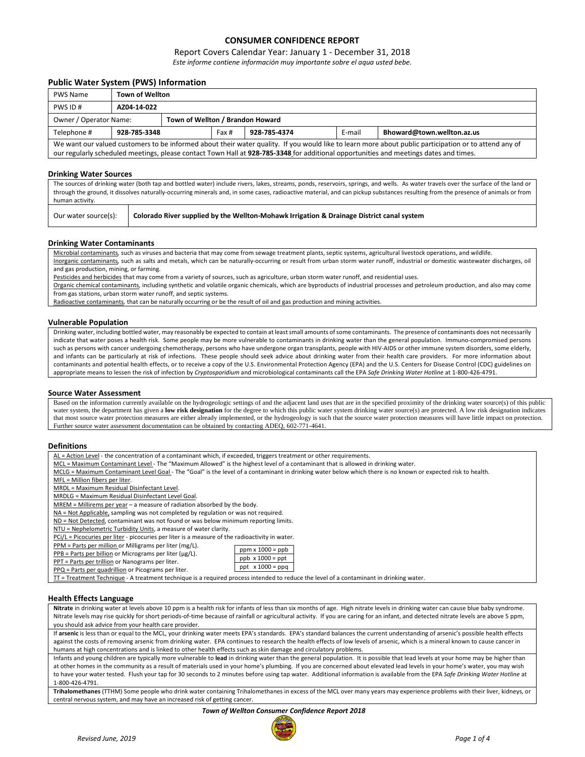# CONSUMER CONFIDENCE REPORT

Report Covers Calendar Year: January 1 - December 31, 2018

*Este informe contiene información muy importante sobre el aqua usted bebe.*

## Public Water System (PWS) Information

| PWS Name | Town of Wellton | | | | | |
|---|---|---|---|---|---|---|
| PWS ID # | AZ04-14-022 | | | | | |
| Owner / Operator Name: | | Town of Wellton / Brandon Howard | | | | |
| Telephone # | 928-785-3348 | | Fax # | 928-785-4374 | E-mail | Bhoward@town.wellton.az.us |

We want our valued customers to be informed about their water quality. If you would like to learn more about public participation or to attend any of our regularly scheduled meetings, please contact Town Hall at **928-785-3348** for additional opportunities and meetings dates and times.

## Drinking Water Sources

The sources of drinking water (both tap and bottled water) include rivers, lakes, streams, ponds, reservoirs, springs, and wells. As water travels over the surface of the land or through the ground, it dissolves naturally-occurring minerals and, in some cases, radioactive material, and can pickup substances resulting from the presence of animals or from human activity.

| Our water source(s): | **Colorado River supplied by the Wellton-Mohawk Irrigation & Drainage District canal system** |
|---|---|

## Drinking Water Contaminants

Microbial contaminants, such as viruses and bacteria that may come from sewage treatment plants, septic systems, agricultural livestock operations, and wildlife.

Inorganic contaminants, such as salts and metals, which can be naturally-occurring or result from urban storm water runoff, industrial or domestic wastewater discharges, oil and gas production, mining, or farming.

Pesticides and herbicides that may come from a variety of sources, such as agriculture, urban storm water runoff, and residential uses.

Organic chemical contaminants, including synthetic and volatile organic chemicals, which are byproducts of industrial processes and petroleum production, and also may come from gas stations, urban storm water runoff, and septic systems.

Radioactive contaminants, that can be naturally occurring or be the result of oil and gas production and mining activities.

## Vulnerable Population

Drinking water, including bottled water, may reasonably be expected to contain at least small amounts of some contaminants. The presence of contaminants does not necessarily indicate that water poses a health risk. Some people may be more vulnerable to contaminants in drinking water than the general population. Immuno-compromised persons such as persons with cancer undergoing chemotherapy, persons who have undergone organ transplants, people with HIV-AIDS or other immune system disorders, some elderly, and infants can be particularly at risk of infections. These people should seek advice about drinking water from their health care providers. For more information about contaminants and potential health effects, or to receive a copy of the U.S. Environmental Protection Agency (EPA) and the U.S. Centers for Disease Control (CDC) guidelines on appropriate means to lessen the risk of infection by *Cryptosporidium* and microbiological contaminants call the EPA *Safe Drinking Water Hotline* at 1-800-426-4791.

## Source Water Assessment

Based on the information currently available on the hydrogeologic settings of and the adjacent land uses that are in the specified proximity of the drinking water source(s) of this public water system, the department has given a **low risk designation** for the degree to which this public water system drinking water source(s) are protected. A low risk designation indicates that most source water protection measures are either already implemented, or the hydrogeology is such that the source water protection measures will have little impact on protection. Further source water assessment documentation can be obtained by contacting ADEQ, 602-771-4641.

## Definitions

AL = Action Level - the concentration of a contaminant which, if exceeded, triggers treatment or other requirements.

MCL = Maximum Contaminant Level - The "Maximum Allowed" is the highest level of a contaminant that is allowed in drinking water.

MCLG = Maximum Contaminant Level Goal - The "Goal" is the level of a contaminant in drinking water below which there is no known or expected risk to health.

MFL = Million fibers per liter.

MRDL = Maximum Residual Disinfectant Level.

MRDLG = Maximum Residual Disinfectant Level Goal.

MREM = Millirems per year – a measure of radiation absorbed by the body.

NA = Not Applicable, sampling was not completed by regulation or was not required.

ND = Not Detected, contaminant was not found or was below minimum reporting limits.

NTU = Nephelometric Turbidity Units, a measure of water clarity.

PCi/L = Picocuries per liter - picocuries per liter is a measure of the radioactivity in water.

PPM = Parts per million or Milligrams per liter (mg/L).

PPB = Parts per billion or Micrograms per liter (µg/L).

PPT = Parts per trillion or Nanograms per liter.

PPQ = Parts per quadrillion or Picograms per liter.

| ppm x 1000 = ppb |
|---|
| ppb x 1000 = ppt |
| ppt x 1000 = ppq |

TT = Treatment Technique - A treatment technique is a required process intended to reduce the level of a contaminant in drinking water.

## Health Effects Language

**Nitrate** in drinking water at levels above 10 ppm is a health risk for infants of less than six months of age. High nitrate levels in drinking water can cause blue baby syndrome. Nitrate levels may rise quickly for short periods-of-time because of rainfall or agricultural activity. If you are caring for an infant, and detected nitrate levels are above 5 ppm, you should ask advice from your health care provider.

If **arsenic** is less than or equal to the MCL, your drinking water meets EPA's standards. EPA's standard balances the current understanding of arsenic's possible health effects against the costs of removing arsenic from drinking water. EPA continues to research the health effects of low levels of arsenic, which is a mineral known to cause cancer in humans at high concentrations and is linked to other health effects such as skin damage and circulatory problems.

Infants and young children are typically more vulnerable to **lead** in drinking water than the general population. It is possible that lead levels at your home may be higher than at other homes in the community as a result of materials used in your home's plumbing. If you are concerned about elevated lead levels in your home's water, you may wish to have your water tested. Flush your tap for 30 seconds to 2 minutes before using tap water. Additional information is available from the EPA *Safe Drinking Water Hotline* at 1-800-426-4791.

**Trihalomethanes** (TTHM) Some people who drink water containing Trihalomethanes in excess of the MCL over many years may experience problems with their liver, kidneys, or central nervous system, and may have an increased risk of getting cancer.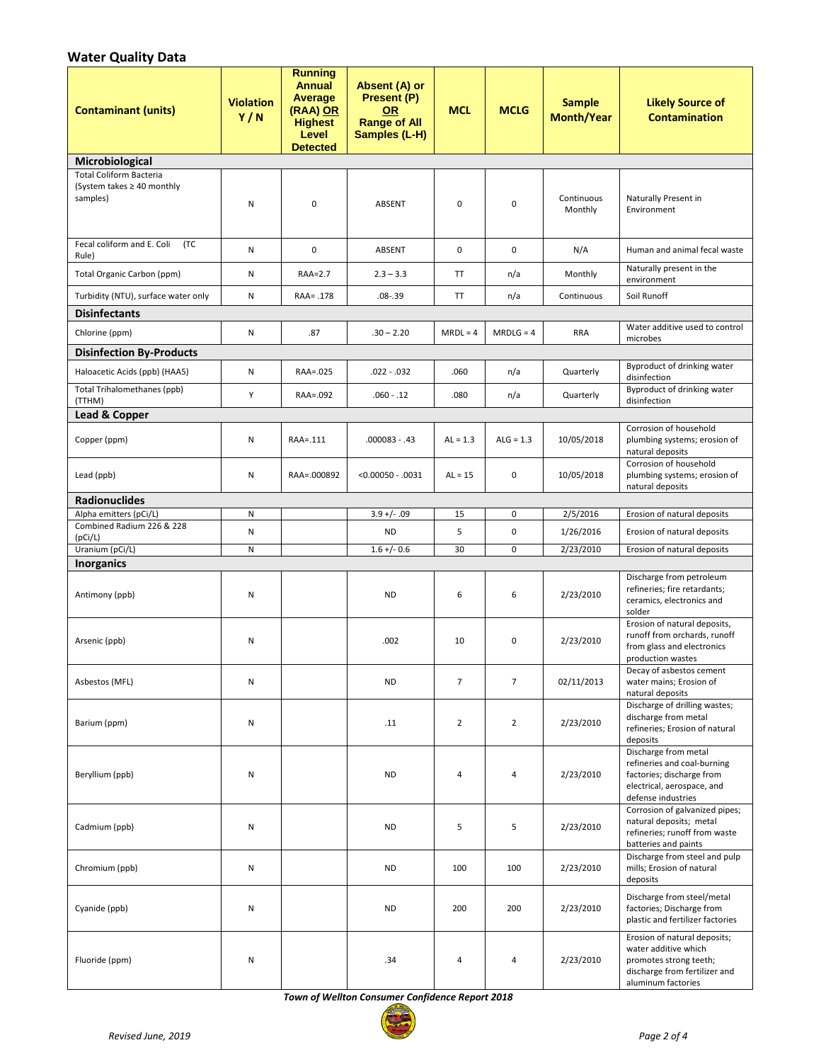## Water Quality Data

| Contaminant (units) | Violation Y / N | Running Annual Average (RAA) OR Highest Level Detected | Absent (A) or Present (P) OR Range of All Samples (L-H) | MCL | MCLG | Sample Month/Year | Likely Source of Contamination |
|---|---|---|---|---|---|---|---|
| **Microbiological** | | | | | | | |
| Total Coliform Bacteria (System takes ≥ 40 monthly samples) | N | 0 | ABSENT | 0 | 0 | Continuous Monthly | Naturally Present in Environment |
| Fecal coliform and E. Coli (TC Rule) | N | 0 | ABSENT | 0 | 0 | N/A | Human and animal fecal waste |
| Total Organic Carbon (ppm) | N | RAA=2.7 | 2.3 – 3.3 | TT | n/a | Monthly | Naturally present in the environment |
| Turbidity (NTU), surface water only | N | RAA= .178 | .08-.39 | TT | n/a | Continuous | Soil Runoff |
| **Disinfectants** | | | | | | | |
| Chlorine (ppm) | N | .87 | .30 – 2.20 | MRDL = 4 | MRDLG = 4 | RRA | Water additive used to control microbes |
| **Disinfection By-Products** | | | | | | | |
| Haloacetic Acids (ppb) (HAA5) | N | RAA=.025 | .022 - .032 | .060 | n/a | Quarterly | Byproduct of drinking water disinfection |
| Total Trihalomethanes (ppb) (TTHM) | Y | RAA=.092 | .060 - .12 | .080 | n/a | Quarterly | Byproduct of drinking water disinfection |
| **Lead & Copper** | | | | | | | |
| Copper (ppm) | N | RAA=.111 | .000083 - .43 | AL = 1.3 | ALG = 1.3 | 10/05/2018 | Corrosion of household plumbing systems; erosion of natural deposits |
| Lead (ppb) | N | RAA=.000892 | <0.00050 - .0031 | AL = 15 | 0 | 10/05/2018 | Corrosion of household plumbing systems; erosion of natural deposits |
| **Radionuclides** | | | | | | | |
| Alpha emitters (pCi/L) | N | | 3.9 +/- .09 | 15 | 0 | 2/5/2016 | Erosion of natural deposits |
| Combined Radium 226 & 228 (pCi/L) | N | | ND | 5 | 0 | 1/26/2016 | Erosion of natural deposits |
| Uranium (pCi/L) | N | | 1.6 +/- 0.6 | 30 | 0 | 2/23/2010 | Erosion of natural deposits |
| **Inorganics** | | | | | | | |
| Antimony (ppb) | N | | ND | 6 | 6 | 2/23/2010 | Discharge from petroleum refineries; fire retardants; ceramics, electronics and solder |
| Arsenic (ppb) | N | | .002 | 10 | 0 | 2/23/2010 | Erosion of natural deposits, runoff from orchards, runoff from glass and electronics production wastes |
| Asbestos (MFL) | N | | ND | 7 | 7 | 02/11/2013 | Decay of asbestos cement water mains; Erosion of natural deposits |
| Barium (ppm) | N | | .11 | 2 | 2 | 2/23/2010 | Discharge of drilling wastes; discharge from metal refineries; Erosion of natural deposits |
| Beryllium (ppb) | N | | ND | 4 | 4 | 2/23/2010 | Discharge from metal refineries and coal-burning factories; discharge from electrical, aerospace, and defense industries |
| Cadmium (ppb) | N | | ND | 5 | 5 | 2/23/2010 | Corrosion of galvanized pipes; natural deposits; metal refineries; runoff from waste batteries and paints |
| Chromium (ppb) | N | | ND | 100 | 100 | 2/23/2010 | Discharge from steel and pulp mills; Erosion of natural deposits |
| Cyanide (ppb) | N | | ND | 200 | 200 | 2/23/2010 | Discharge from steel/metal factories; Discharge from plastic and fertilizer factories |
| Fluoride (ppm) | N | | .34 | 4 | 4 | 2/23/2010 | Erosion of natural deposits; water additive which promotes strong teeth; discharge from fertilizer and aluminum factories |

*Town of Wellton Consumer Confidence Report 2018*

*Revised June, 2019*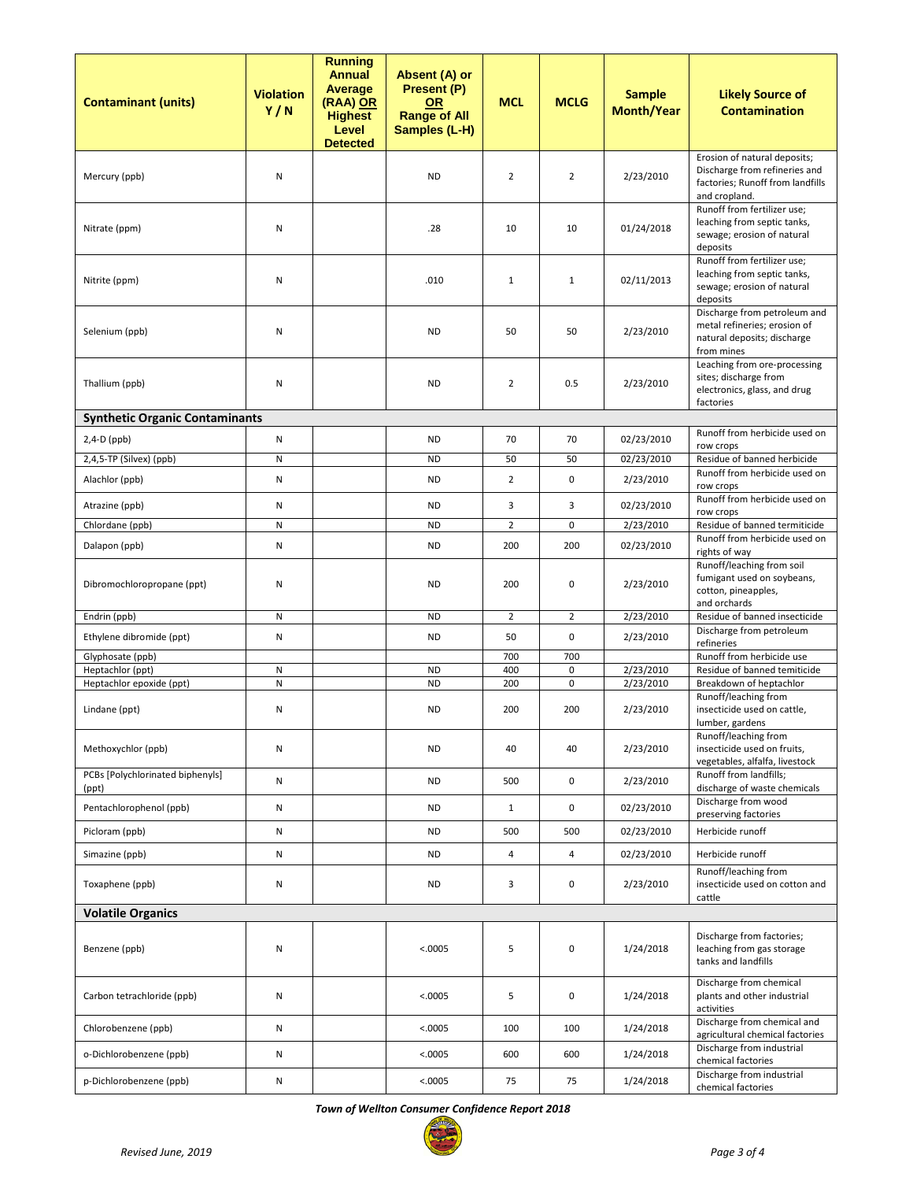| Contaminant (units) | Violation Y / N | Running Annual Average (RAA) OR Highest Level Detected | Absent (A) or Present (P) OR Range of All Samples (L-H) | MCL | MCLG | Sample Month/Year | Likely Source of Contamination |
|---|---|---|---|---|---|---|---|
| Mercury (ppb) | N | | ND | 2 | 2 | 2/23/2010 | Erosion of natural deposits; Discharge from refineries and factories; Runoff from landfills and cropland. |
| Nitrate (ppm) | N | | .28 | 10 | 10 | 01/24/2018 | Runoff from fertilizer use; leaching from septic tanks, sewage; erosion of natural deposits |
| Nitrite (ppm) | N | | .010 | 1 | 1 | 02/11/2013 | Runoff from fertilizer use; leaching from septic tanks, sewage; erosion of natural deposits |
| Selenium (ppb) | N | | ND | 50 | 50 | 2/23/2010 | Discharge from petroleum and metal refineries; erosion of natural deposits; discharge from mines |
| Thallium (ppb) | N | | ND | 2 | 0.5 | 2/23/2010 | Leaching from ore-processing sites; discharge from electronics, glass, and drug factories |
| **Synthetic Organic Contaminants** | | | | | | | |
| 2,4-D (ppb) | N | | ND | 70 | 70 | 02/23/2010 | Runoff from herbicide used on row crops |
| 2,4,5-TP (Silvex) (ppb) | N | | ND | 50 | 50 | 02/23/2010 | Residue of banned herbicide |
| Alachlor (ppb) | N | | ND | 2 | 0 | 2/23/2010 | Runoff from herbicide used on row crops |
| Atrazine (ppb) | N | | ND | 3 | 3 | 02/23/2010 | Runoff from herbicide used on row crops |
| Chlordane (ppb) | N | | ND | 2 | 0 | 2/23/2010 | Residue of banned termiticide |
| Dalapon (ppb) | N | | ND | 200 | 200 | 02/23/2010 | Runoff from herbicide used on rights of way |
| Dibromochloropropane (ppt) | N | | ND | 200 | 0 | 2/23/2010 | Runoff/leaching from soil fumigant used on soybeans, cotton, pineapples, and orchards |
| Endrin (ppb) | N | | ND | 2 | 2 | 2/23/2010 | Residue of banned insecticide |
| Ethylene dibromide (ppt) | N | | ND | 50 | 0 | 2/23/2010 | Discharge from petroleum refineries |
| Glyphosate (ppb) | | | | 700 | 700 | | Runoff from herbicide use |
| Heptachlor (ppt) | N | | ND | 400 | 0 | 2/23/2010 | Residue of banned temiticide |
| Heptachlor epoxide (ppt) | N | | ND | 200 | 0 | 2/23/2010 | Breakdown of heptachlor |
| Lindane (ppt) | N | | ND | 200 | 200 | 2/23/2010 | Runoff/leaching from insecticide used on cattle, lumber, gardens |
| Methoxychlor (ppb) | N | | ND | 40 | 40 | 2/23/2010 | Runoff/leaching from insecticide used on fruits, vegetables, alfalfa, livestock |
| PCBs [Polychlorinated biphenyls] (ppt) | N | | ND | 500 | 0 | 2/23/2010 | Runoff from landfills; discharge of waste chemicals |
| Pentachlorophenol (ppb) | N | | ND | 1 | 0 | 02/23/2010 | Discharge from wood preserving factories |
| Picloram (ppb) | N | | ND | 500 | 500 | 02/23/2010 | Herbicide runoff |
| Simazine (ppb) | N | | ND | 4 | 4 | 02/23/2010 | Herbicide runoff |
| Toxaphene (ppb) | N | | ND | 3 | 0 | 2/23/2010 | Runoff/leaching from insecticide used on cotton and cattle |
| **Volatile Organics** | | | | | | | |
| Benzene (ppb) | N | | <.0005 | 5 | 0 | 1/24/2018 | Discharge from factories; leaching from gas storage tanks and landfills |
| Carbon tetrachloride (ppb) | N | | <.0005 | 5 | 0 | 1/24/2018 | Discharge from chemical plants and other industrial activities |
| Chlorobenzene (ppb) | N | | <.0005 | 100 | 100 | 1/24/2018 | Discharge from chemical and agricultural chemical factories |
| o-Dichlorobenzene (ppb) | N | | <.0005 | 600 | 600 | 1/24/2018 | Discharge from industrial chemical factories |
| p-Dichlorobenzene (ppb) | N | | <.0005 | 75 | 75 | 1/24/2018 | Discharge from industrial chemical factories |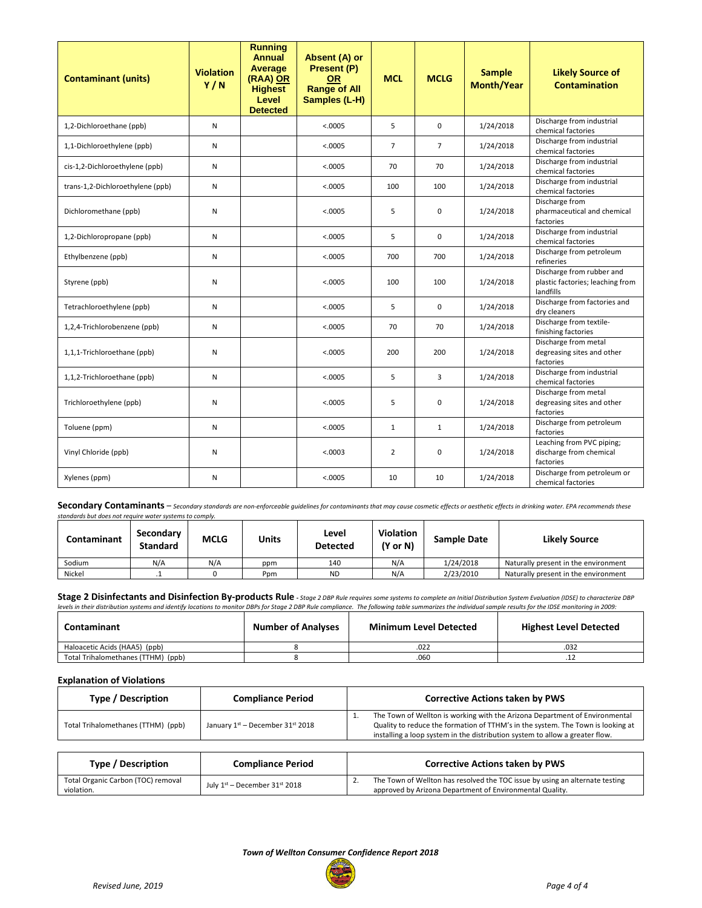| Contaminant (units) | Violation Y / N | Running Annual Average (RAA) OR Highest Level Detected | Absent (A) or Present (P) OR Range of All Samples (L-H) | MCL | MCLG | Sample Month/Year | Likely Source of Contamination |
|---|---|---|---|---|---|---|---|
| 1,2-Dichloroethane (ppb) | N | | <.0005 | 5 | 0 | 1/24/2018 | Discharge from industrial chemical factories |
| 1,1-Dichloroethylene (ppb) | N | | <.0005 | 7 | 7 | 1/24/2018 | Discharge from industrial chemical factories |
| cis-1,2-Dichloroethylene (ppb) | N | | <.0005 | 70 | 70 | 1/24/2018 | Discharge from industrial chemical factories |
| trans-1,2-Dichloroethylene (ppb) | N | | <.0005 | 100 | 100 | 1/24/2018 | Discharge from industrial chemical factories |
| Dichloromethane (ppb) | N | | <.0005 | 5 | 0 | 1/24/2018 | Discharge from pharmaceutical and chemical factories |
| 1,2-Dichloropropane (ppb) | N | | <.0005 | 5 | 0 | 1/24/2018 | Discharge from industrial chemical factories |
| Ethylbenzene (ppb) | N | | <.0005 | 700 | 700 | 1/24/2018 | Discharge from petroleum refineries |
| Styrene (ppb) | N | | <.0005 | 100 | 100 | 1/24/2018 | Discharge from rubber and plastic factories; leaching from landfills |
| Tetrachloroethylene (ppb) | N | | <.0005 | 5 | 0 | 1/24/2018 | Discharge from factories and dry cleaners |
| 1,2,4-Trichlorobenzene (ppb) | N | | <.0005 | 70 | 70 | 1/24/2018 | Discharge from textile-finishing factories |
| 1,1,1-Trichloroethane (ppb) | N | | <.0005 | 200 | 200 | 1/24/2018 | Discharge from metal degreasing sites and other factories |
| 1,1,2-Trichloroethane (ppb) | N | | <.0005 | 5 | 3 | 1/24/2018 | Discharge from industrial chemical factories |
| Trichloroethylene (ppb) | N | | <.0005 | 5 | 0 | 1/24/2018 | Discharge from metal degreasing sites and other factories |
| Toluene (ppm) | N | | <.0005 | 1 | 1 | 1/24/2018 | Discharge from petroleum factories |
| Vinyl Chloride (ppb) | N | | <.0003 | 2 | 0 | 1/24/2018 | Leaching from PVC piping; discharge from chemical factories |
| Xylenes (ppm) | N | | <.0005 | 10 | 10 | 1/24/2018 | Discharge from petroleum or chemical factories |

**Secondary Contaminants** – *Secondary standards are non-enforceable guidelines for contaminants that may cause cosmetic effects or aesthetic effects in drinking water. EPA recommends these standards but does not require water systems to comply.*

| Contaminant | Secondary Standard | MCLG | Units | Level Detected | Violation (Y or N) | Sample Date | Likely Source |
|---|---|---|---|---|---|---|---|
| Sodium | N/A | N/A | ppm | 140 | N/A | 1/24/2018 | Naturally present in the environment |
| Nickel | .1 | 0 | Ppm | ND | N/A | 2/23/2010 | Naturally present in the environment |

**Stage 2 Disinfectants and Disinfection By-products Rule** - *Stage 2 DBP Rule requires some systems to complete an Initial Distribution System Evaluation (IDSE) to characterize DBP levels in their distribution systems and identify locations to monitor DBPs for Stage 2 DBP Rule compliance. The following table summarizes the individual sample results for the IDSE monitoring in 2009:*

| Contaminant | Number of Analyses | Minimum Level Detected | Highest Level Detected |
|---|---|---|---|
| Haloacetic Acids (HAA5) (ppb) | 8 | .022 | .032 |
| Total Trihalomethanes (TTHM) (ppb) | 8 | .060 | .12 |

**Explanation of Violations**

| Type / Description | Compliance Period | Corrective Actions taken by PWS |
|---|---|---|
| Total Trihalomethanes (TTHM) (ppb) | January 1st – December 31st 2018 | 1. The Town of Wellton is working with the Arizona Department of Environmental Quality to reduce the formation of TTHM's in the system. The Town is looking at installing a loop system in the distribution system to allow a greater flow. |

| Type / Description | Compliance Period | Corrective Actions taken by PWS |
|---|---|---|
| Total Organic Carbon (TOC) removal violation. | July 1st – December 31st 2018 | 2. The Town of Wellton has resolved the TOC issue by using an alternate testing approved by Arizona Department of Environmental Quality. |

*Town of Wellton Consumer Confidence Report 2018*

*Revised June, 2019*